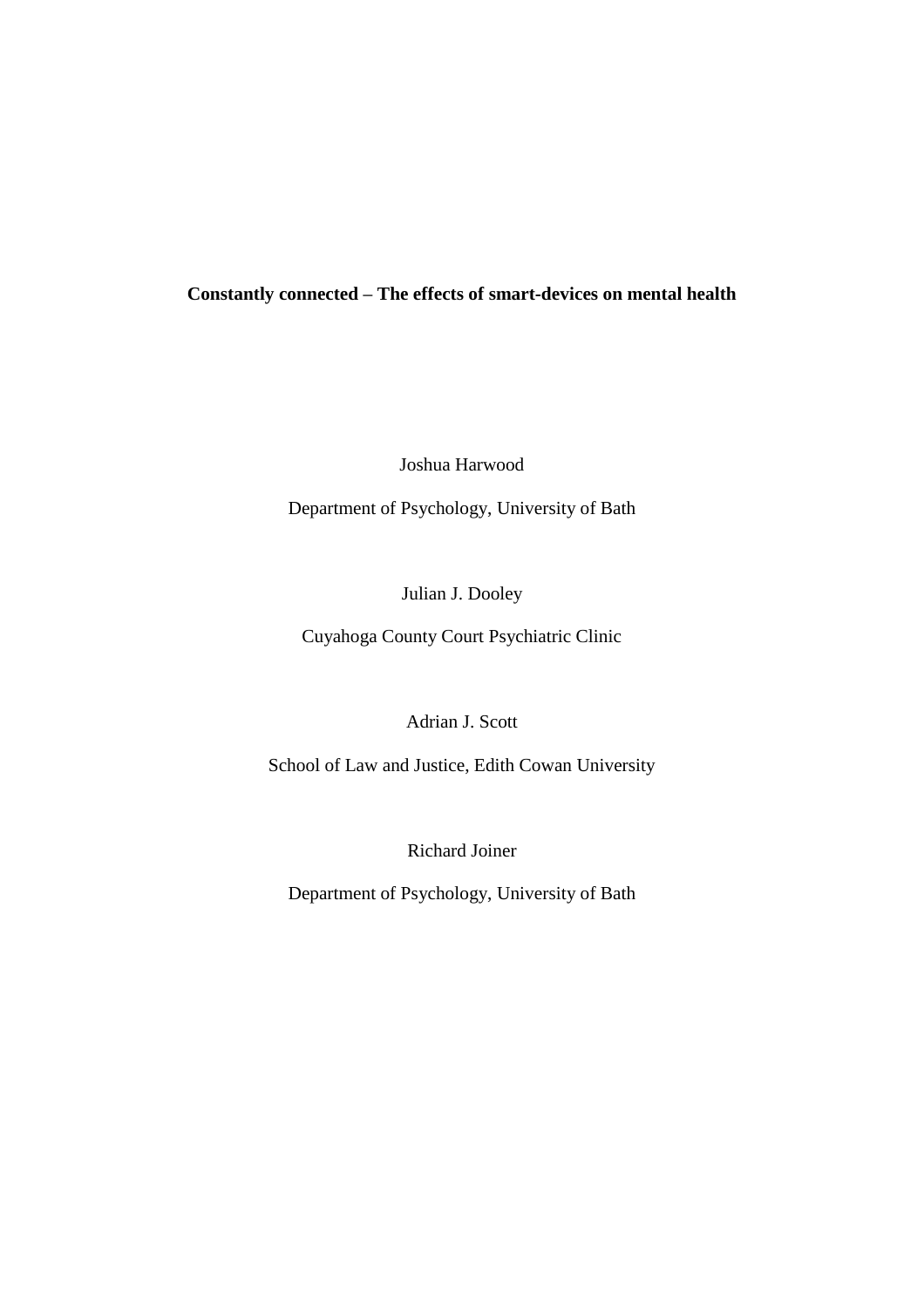# Constantly connected – The effects of smart-devices on mental health

Joshua Harwood

Department of Psychology, University of Bath

Julian J. Dooley

Cuyahoga County Court Psychiatric Clinic

Adrian J. Scott

School of Law and Justice, Edith Cowan University

Richard Joiner

Department of Psychology, University of Bath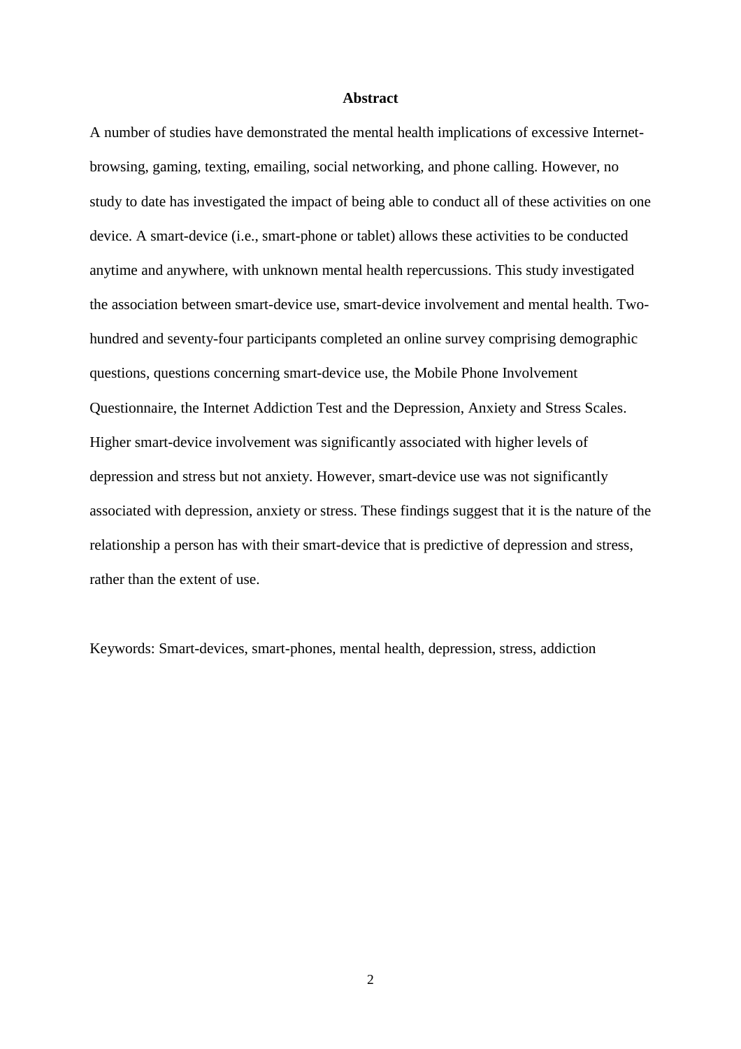## Abstract

A number of studies have demonstrated the mental health implications of excessive Internet-browsing, gaming, texting, emailing, social networking, and phone calling. However, no study to date has investigated the impact of being able to conduct all of these activities on one device. A smart-device (i.e., smart-phone or tablet) allows these activities to be conducted anytime and anywhere, with unknown mental health repercussions. This study investigated the association between smart-device use, smart-device involvement and mental health. Two-hundred and seventy-four participants completed an online survey comprising demographic questions, questions concerning smart-device use, the Mobile Phone Involvement Questionnaire, the Internet Addiction Test and the Depression, Anxiety and Stress Scales. Higher smart-device involvement was significantly associated with higher levels of depression and stress but not anxiety. However, smart-device use was not significantly associated with depression, anxiety or stress. These findings suggest that it is the nature of the relationship a person has with their smart-device that is predictive of depression and stress, rather than the extent of use.

Keywords: Smart-devices, smart-phones, mental health, depression, stress, addiction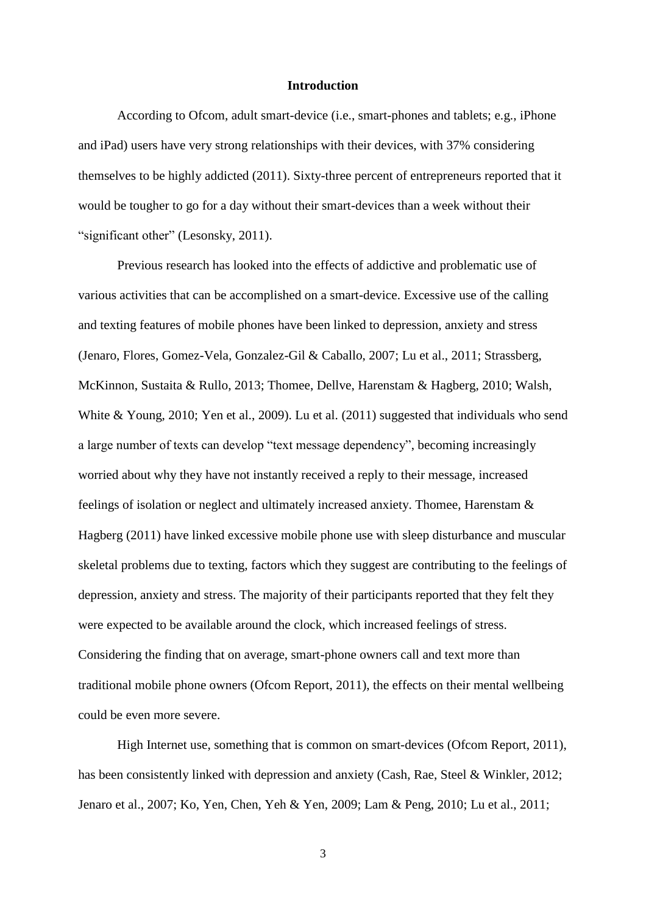# Introduction

According to Ofcom, adult smart-device (i.e., smart-phones and tablets; e.g., iPhone and iPad) users have very strong relationships with their devices, with 37% considering themselves to be highly addicted (2011). Sixty-three percent of entrepreneurs reported that it would be tougher to go for a day without their smart-devices than a week without their "significant other" (Lesonsky, 2011).

Previous research has looked into the effects of addictive and problematic use of various activities that can be accomplished on a smart-device. Excessive use of the calling and texting features of mobile phones have been linked to depression, anxiety and stress (Jenaro, Flores, Gomez-Vela, Gonzalez-Gil & Caballo, 2007; Lu et al., 2011; Strassberg, McKinnon, Sustaita & Rullo, 2013; Thomee, Dellve, Harenstam & Hagberg, 2010; Walsh, White & Young, 2010; Yen et al., 2009). Lu et al. (2011) suggested that individuals who send a large number of texts can develop "text message dependency", becoming increasingly worried about why they have not instantly received a reply to their message, increased feelings of isolation or neglect and ultimately increased anxiety. Thomee, Harenstam & Hagberg (2011) have linked excessive mobile phone use with sleep disturbance and muscular skeletal problems due to texting, factors which they suggest are contributing to the feelings of depression, anxiety and stress. The majority of their participants reported that they felt they were expected to be available around the clock, which increased feelings of stress. Considering the finding that on average, smart-phone owners call and text more than traditional mobile phone owners (Ofcom Report, 2011), the effects on their mental wellbeing could be even more severe.

High Internet use, something that is common on smart-devices (Ofcom Report, 2011), has been consistently linked with depression and anxiety (Cash, Rae, Steel & Winkler, 2012; Jenaro et al., 2007; Ko, Yen, Chen, Yeh & Yen, 2009; Lam & Peng, 2010; Lu et al., 2011;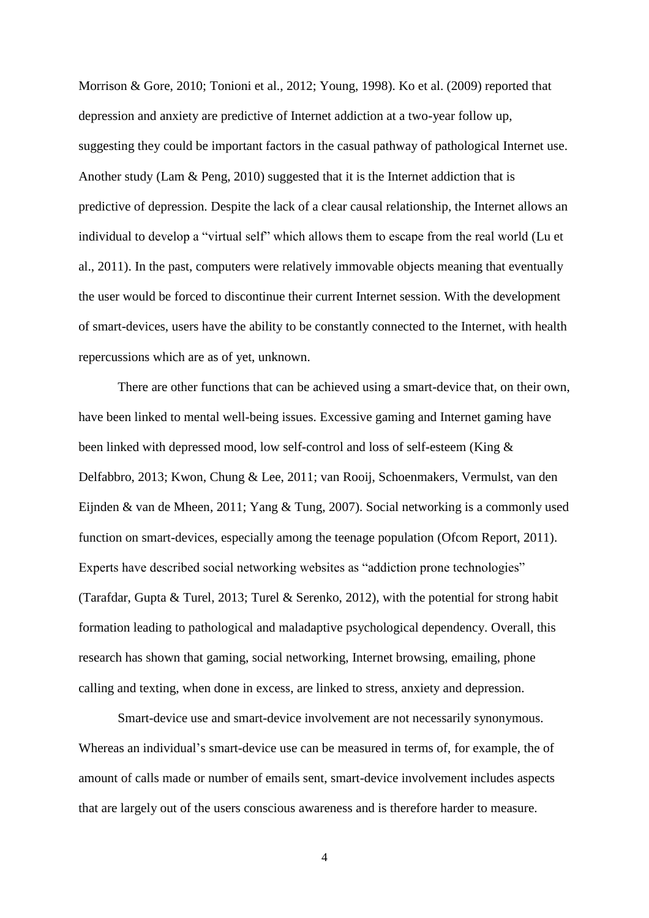Morrison & Gore, 2010; Tonioni et al., 2012; Young, 1998). Ko et al. (2009) reported that depression and anxiety are predictive of Internet addiction at a two-year follow up, suggesting they could be important factors in the casual pathway of pathological Internet use. Another study (Lam & Peng, 2010) suggested that it is the Internet addiction that is predictive of depression. Despite the lack of a clear causal relationship, the Internet allows an individual to develop a "virtual self" which allows them to escape from the real world (Lu et al., 2011). In the past, computers were relatively immovable objects meaning that eventually the user would be forced to discontinue their current Internet session. With the development of smart-devices, users have the ability to be constantly connected to the Internet, with health repercussions which are as of yet, unknown.

There are other functions that can be achieved using a smart-device that, on their own, have been linked to mental well-being issues. Excessive gaming and Internet gaming have been linked with depressed mood, low self-control and loss of self-esteem (King & Delfabbro, 2013; Kwon, Chung & Lee, 2011; van Rooij, Schoenmakers, Vermulst, van den Eijnden & van de Mheen, 2011; Yang & Tung, 2007). Social networking is a commonly used function on smart-devices, especially among the teenage population (Ofcom Report, 2011). Experts have described social networking websites as "addiction prone technologies" (Tarafdar, Gupta & Turel, 2013; Turel & Serenko, 2012), with the potential for strong habit formation leading to pathological and maladaptive psychological dependency. Overall, this research has shown that gaming, social networking, Internet browsing, emailing, phone calling and texting, when done in excess, are linked to stress, anxiety and depression.

Smart-device use and smart-device involvement are not necessarily synonymous. Whereas an individual's smart-device use can be measured in terms of, for example, the of amount of calls made or number of emails sent, smart-device involvement includes aspects that are largely out of the users conscious awareness and is therefore harder to measure.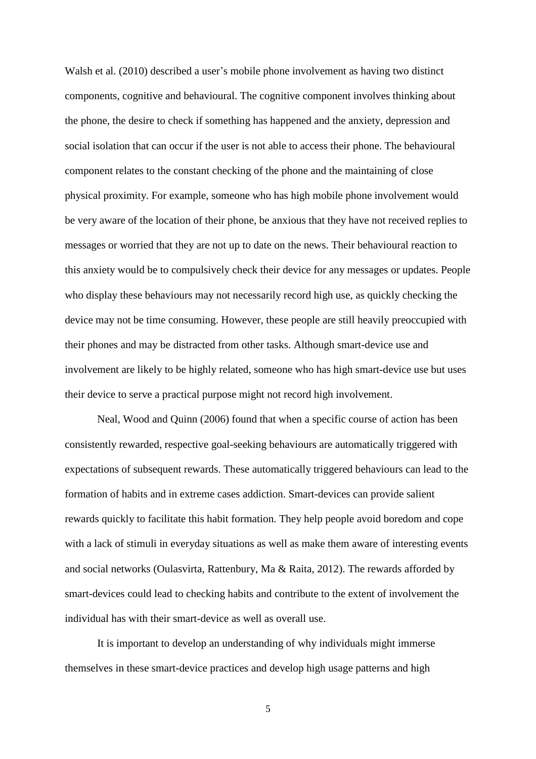Walsh et al. (2010) described a user's mobile phone involvement as having two distinct components, cognitive and behavioural. The cognitive component involves thinking about the phone, the desire to check if something has happened and the anxiety, depression and social isolation that can occur if the user is not able to access their phone. The behavioural component relates to the constant checking of the phone and the maintaining of close physical proximity. For example, someone who has high mobile phone involvement would be very aware of the location of their phone, be anxious that they have not received replies to messages or worried that they are not up to date on the news. Their behavioural reaction to this anxiety would be to compulsively check their device for any messages or updates. People who display these behaviours may not necessarily record high use, as quickly checking the device may not be time consuming. However, these people are still heavily preoccupied with their phones and may be distracted from other tasks. Although smart-device use and involvement are likely to be highly related, someone who has high smart-device use but uses their device to serve a practical purpose might not record high involvement.

Neal, Wood and Quinn (2006) found that when a specific course of action has been consistently rewarded, respective goal-seeking behaviours are automatically triggered with expectations of subsequent rewards. These automatically triggered behaviours can lead to the formation of habits and in extreme cases addiction. Smart-devices can provide salient rewards quickly to facilitate this habit formation. They help people avoid boredom and cope with a lack of stimuli in everyday situations as well as make them aware of interesting events and social networks (Oulasvirta, Rattenbury, Ma & Raita, 2012). The rewards afforded by smart-devices could lead to checking habits and contribute to the extent of involvement the individual has with their smart-device as well as overall use.

It is important to develop an understanding of why individuals might immerse themselves in these smart-device practices and develop high usage patterns and high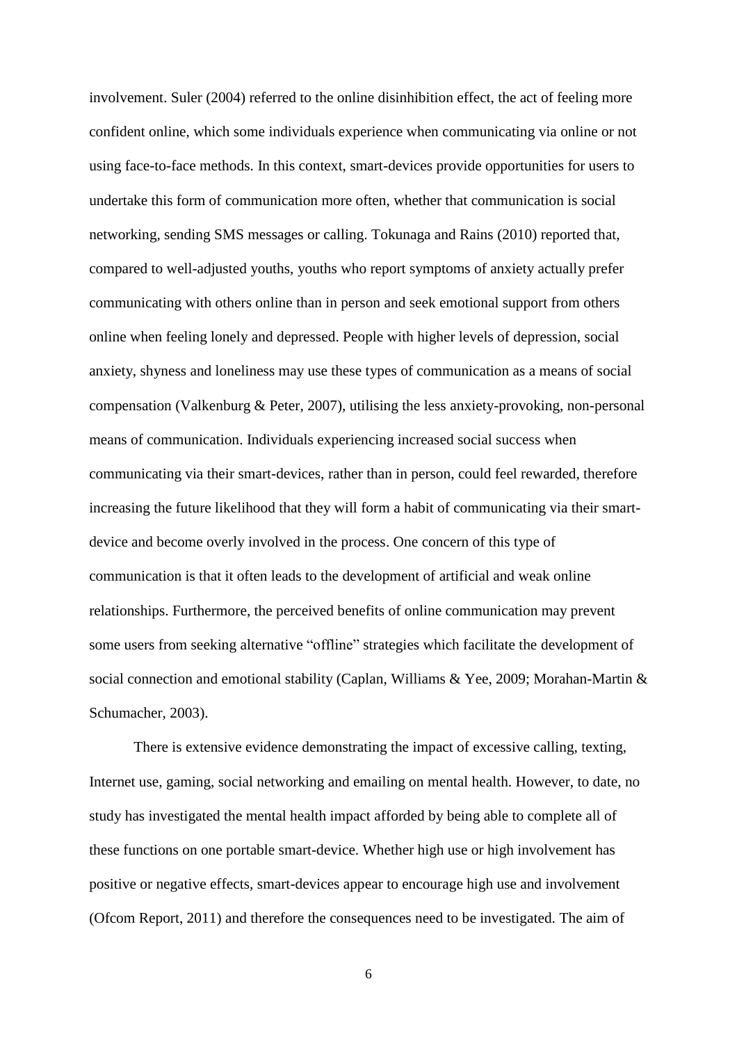involvement. Suler (2004) referred to the online disinhibition effect, the act of feeling more confident online, which some individuals experience when communicating via online or not using face-to-face methods. In this context, smart-devices provide opportunities for users to undertake this form of communication more often, whether that communication is social networking, sending SMS messages or calling. Tokunaga and Rains (2010) reported that, compared to well-adjusted youths, youths who report symptoms of anxiety actually prefer communicating with others online than in person and seek emotional support from others online when feeling lonely and depressed. People with higher levels of depression, social anxiety, shyness and loneliness may use these types of communication as a means of social compensation (Valkenburg & Peter, 2007), utilising the less anxiety-provoking, non-personal means of communication. Individuals experiencing increased social success when communicating via their smart-devices, rather than in person, could feel rewarded, therefore increasing the future likelihood that they will form a habit of communicating via their smart-device and become overly involved in the process. One concern of this type of communication is that it often leads to the development of artificial and weak online relationships. Furthermore, the perceived benefits of online communication may prevent some users from seeking alternative "offline" strategies which facilitate the development of social connection and emotional stability (Caplan, Williams & Yee, 2009; Morahan-Martin & Schumacher, 2003).

There is extensive evidence demonstrating the impact of excessive calling, texting, Internet use, gaming, social networking and emailing on mental health. However, to date, no study has investigated the mental health impact afforded by being able to complete all of these functions on one portable smart-device. Whether high use or high involvement has positive or negative effects, smart-devices appear to encourage high use and involvement (Ofcom Report, 2011) and therefore the consequences need to be investigated. The aim of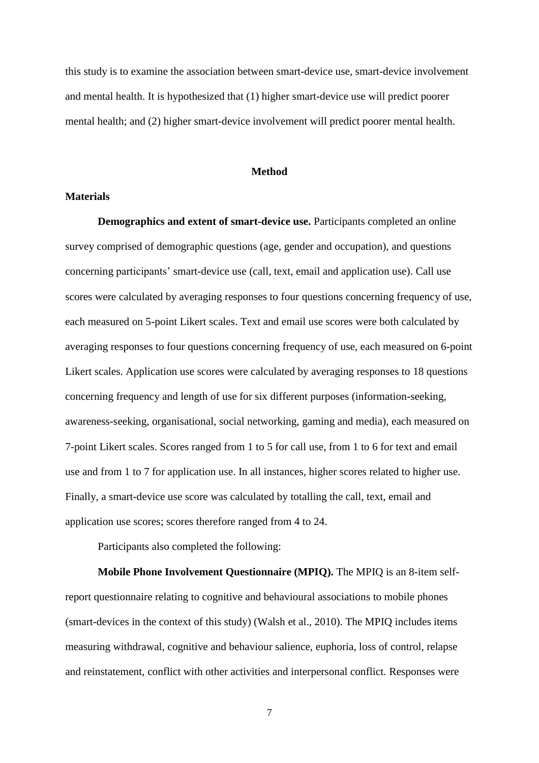this study is to examine the association between smart-device use, smart-device involvement and mental health. It is hypothesized that (1) higher smart-device use will predict poorer mental health; and (2) higher smart-device involvement will predict poorer mental health.

## Method

### Materials

**Demographics and extent of smart-device use.** Participants completed an online survey comprised of demographic questions (age, gender and occupation), and questions concerning participants' smart-device use (call, text, email and application use). Call use scores were calculated by averaging responses to four questions concerning frequency of use, each measured on 5-point Likert scales. Text and email use scores were both calculated by averaging responses to four questions concerning frequency of use, each measured on 6-point Likert scales. Application use scores were calculated by averaging responses to 18 questions concerning frequency and length of use for six different purposes (information-seeking, awareness-seeking, organisational, social networking, gaming and media), each measured on 7-point Likert scales. Scores ranged from 1 to 5 for call use, from 1 to 6 for text and email use and from 1 to 7 for application use. In all instances, higher scores related to higher use. Finally, a smart-device use score was calculated by totalling the call, text, email and application use scores; scores therefore ranged from 4 to 24.

Participants also completed the following:

**Mobile Phone Involvement Questionnaire (MPIQ).** The MPIQ is an 8-item self-report questionnaire relating to cognitive and behavioural associations to mobile phones (smart-devices in the context of this study) (Walsh et al., 2010). The MPIQ includes items measuring withdrawal, cognitive and behaviour salience, euphoria, loss of control, relapse and reinstatement, conflict with other activities and interpersonal conflict. Responses were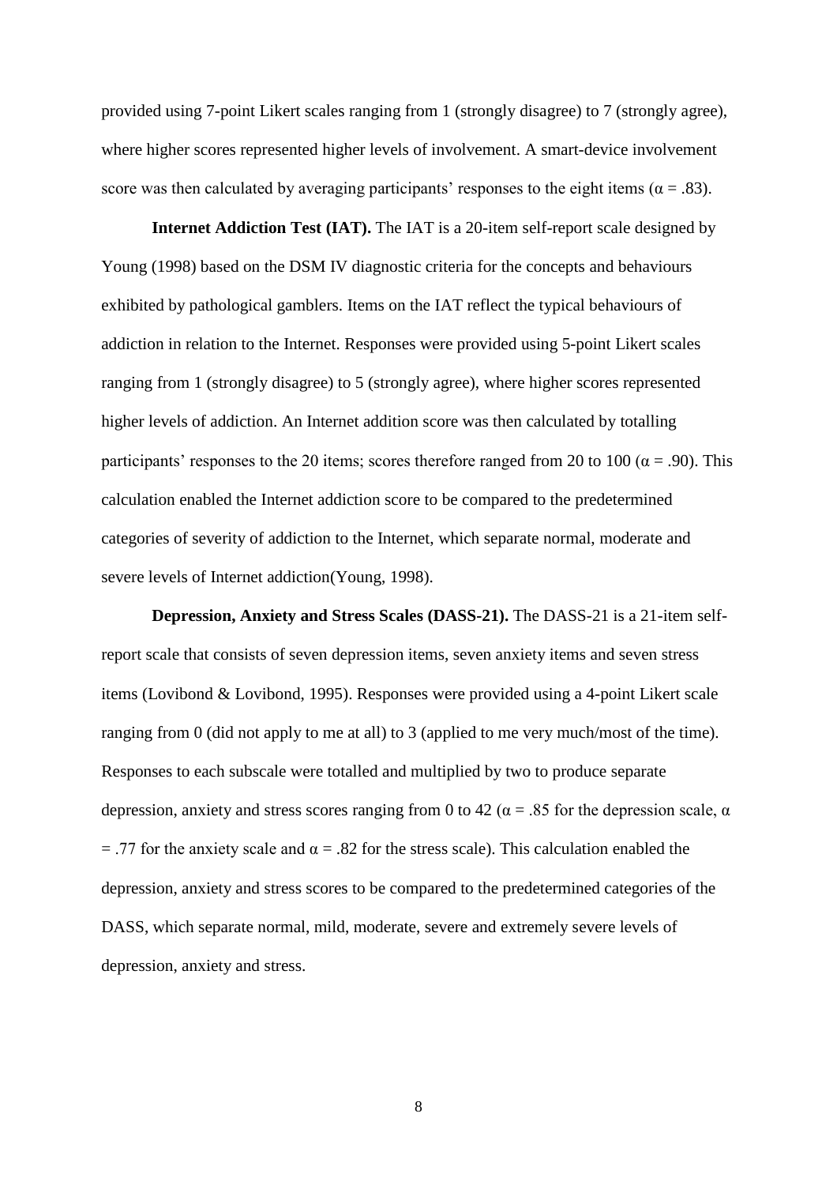provided using 7-point Likert scales ranging from 1 (strongly disagree) to 7 (strongly agree), where higher scores represented higher levels of involvement. A smart-device involvement score was then calculated by averaging participants' responses to the eight items ($\alpha = .83$).

**Internet Addiction Test (IAT).** The IAT is a 20-item self-report scale designed by Young (1998) based on the DSM IV diagnostic criteria for the concepts and behaviours exhibited by pathological gamblers. Items on the IAT reflect the typical behaviours of addiction in relation to the Internet. Responses were provided using 5-point Likert scales ranging from 1 (strongly disagree) to 5 (strongly agree), where higher scores represented higher levels of addiction. An Internet addition score was then calculated by totalling participants' responses to the 20 items; scores therefore ranged from 20 to 100 ($\alpha = .90$). This calculation enabled the Internet addiction score to be compared to the predetermined categories of severity of addiction to the Internet, which separate normal, moderate and severe levels of Internet addiction(Young, 1998).

**Depression, Anxiety and Stress Scales (DASS-21).** The DASS-21 is a 21-item self-report scale that consists of seven depression items, seven anxiety items and seven stress items (Lovibond & Lovibond, 1995). Responses were provided using a 4-point Likert scale ranging from 0 (did not apply to me at all) to 3 (applied to me very much/most of the time). Responses to each subscale were totalled and multiplied by two to produce separate depression, anxiety and stress scores ranging from 0 to 42 ($\alpha = .85$ for the depression scale, $\alpha = .77$ for the anxiety scale and $\alpha = .82$ for the stress scale). This calculation enabled the depression, anxiety and stress scores to be compared to the predetermined categories of the DASS, which separate normal, mild, moderate, severe and extremely severe levels of depression, anxiety and stress.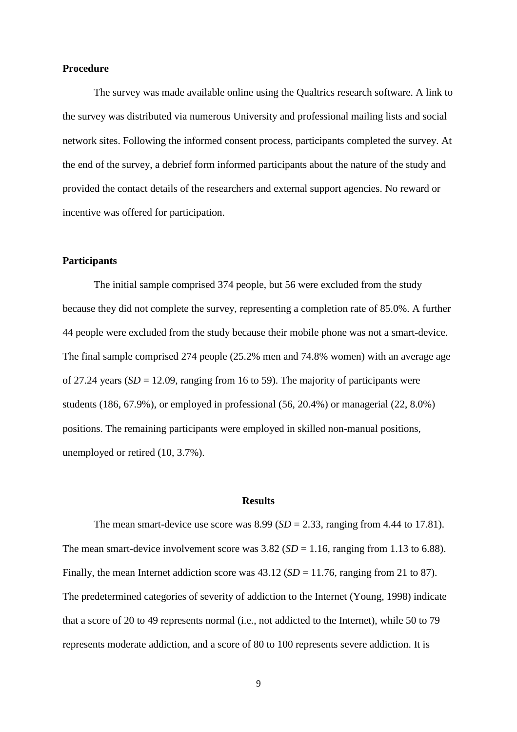**Procedure**

The survey was made available online using the Qualtrics research software. A link to the survey was distributed via numerous University and professional mailing lists and social network sites. Following the informed consent process, participants completed the survey. At the end of the survey, a debrief form informed participants about the nature of the study and provided the contact details of the researchers and external support agencies. No reward or incentive was offered for participation.

**Participants**

The initial sample comprised 374 people, but 56 were excluded from the study because they did not complete the survey, representing a completion rate of 85.0%. A further 44 people were excluded from the study because their mobile phone was not a smart-device. The final sample comprised 274 people (25.2% men and 74.8% women) with an average age of 27.24 years (*SD* = 12.09, ranging from 16 to 59). The majority of participants were students (186, 67.9%), or employed in professional (56, 20.4%) or managerial (22, 8.0%) positions. The remaining participants were employed in skilled non-manual positions, unemployed or retired (10, 3.7%).

## Results

The mean smart-device use score was 8.99 (*SD* = 2.33, ranging from 4.44 to 17.81). The mean smart-device involvement score was 3.82 (*SD* = 1.16, ranging from 1.13 to 6.88). Finally, the mean Internet addiction score was 43.12 (*SD* = 11.76, ranging from 21 to 87). The predetermined categories of severity of addiction to the Internet (Young, 1998) indicate that a score of 20 to 49 represents normal (i.e., not addicted to the Internet), while 50 to 79 represents moderate addiction, and a score of 80 to 100 represents severe addiction. It is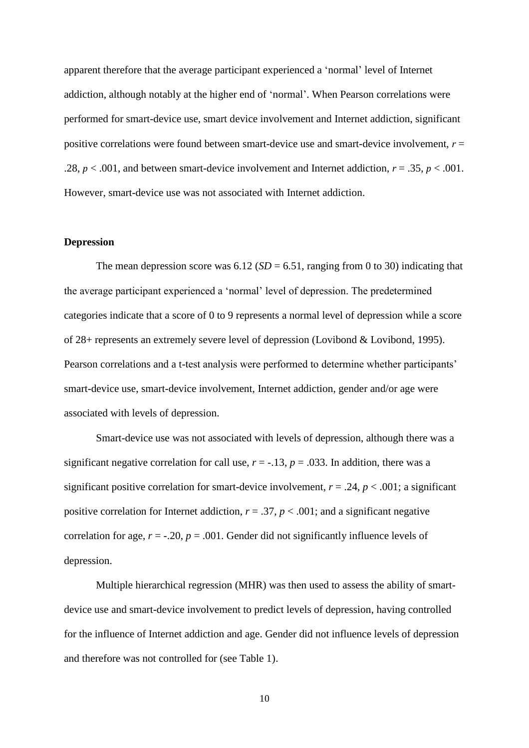apparent therefore that the average participant experienced a ‘normal’ level of Internet addiction, although notably at the higher end of ‘normal’. When Pearson correlations were performed for smart-device use, smart device involvement and Internet addiction, significant positive correlations were found between smart-device use and smart-device involvement, $r$ = .28, $p < .001$, and between smart-device involvement and Internet addiction, $r$ = .35, $p < .001$. However, smart-device use was not associated with Internet addiction.

**Depression**

The mean depression score was 6.12 ($SD$ = 6.51, ranging from 0 to 30) indicating that the average participant experienced a ‘normal’ level of depression. The predetermined categories indicate that a score of 0 to 9 represents a normal level of depression while a score of 28+ represents an extremely severe level of depression (Lovibond & Lovibond, 1995). Pearson correlations and a t-test analysis were performed to determine whether participants’ smart-device use, smart-device involvement, Internet addiction, gender and/or age were associated with levels of depression.

Smart-device use was not associated with levels of depression, although there was a significant negative correlation for call use, $r$ = -.13, $p$ = .033. In addition, there was a significant positive correlation for smart-device involvement, $r$ = .24, $p < .001$; a significant positive correlation for Internet addiction, $r$ = .37, $p < .001$; and a significant negative correlation for age, $r$ = -.20, $p$ = .001. Gender did not significantly influence levels of depression.

Multiple hierarchical regression (MHR) was then used to assess the ability of smart-device use and smart-device involvement to predict levels of depression, having controlled for the influence of Internet addiction and age. Gender did not influence levels of depression and therefore was not controlled for (see Table 1).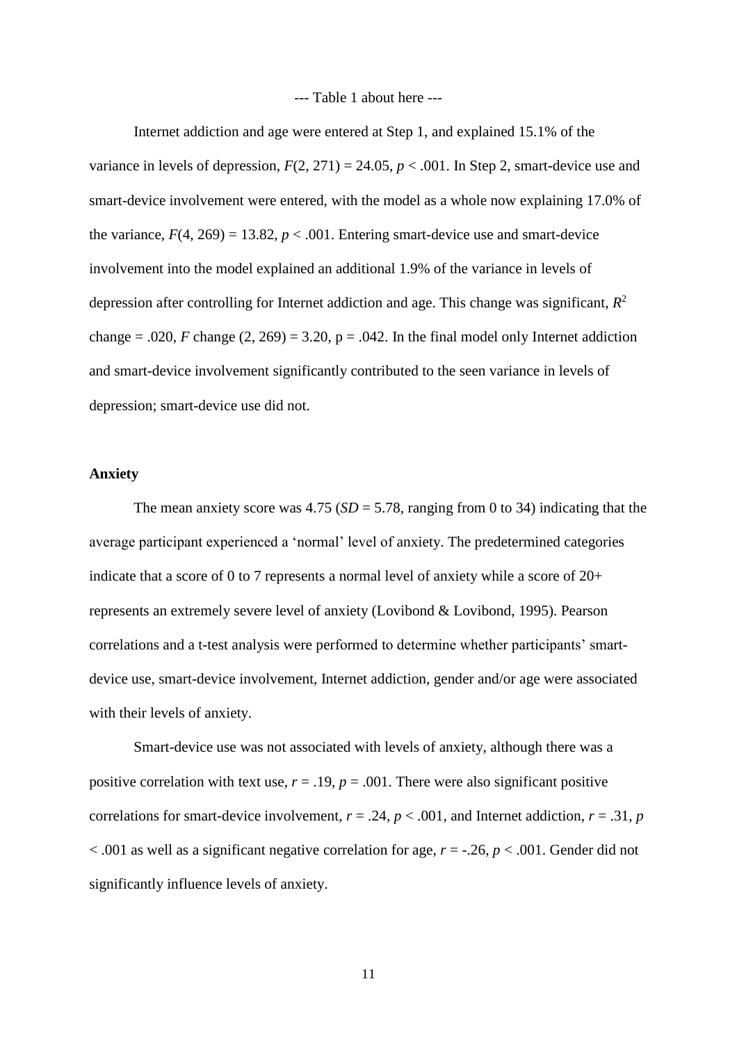--- Table 1 about here ---

Internet addiction and age were entered at Step 1, and explained 15.1% of the variance in levels of depression, $F(2, 271) = 24.05$, $p < .001$. In Step 2, smart-device use and smart-device involvement were entered, with the model as a whole now explaining 17.0% of the variance, $F(4, 269) = 13.82$, $p < .001$. Entering smart-device use and smart-device involvement into the model explained an additional 1.9% of the variance in levels of depression after controlling for Internet addiction and age. This change was significant, $R^2$ change = .020, $F$ change $(2, 269) = 3.20$, $p = .042$. In the final model only Internet addiction and smart-device involvement significantly contributed to the seen variance in levels of depression; smart-device use did not.

**Anxiety**

The mean anxiety score was 4.75 ($SD = 5.78$, ranging from 0 to 34) indicating that the average participant experienced a 'normal' level of anxiety. The predetermined categories indicate that a score of 0 to 7 represents a normal level of anxiety while a score of 20+ represents an extremely severe level of anxiety (Lovibond & Lovibond, 1995). Pearson correlations and a t-test analysis were performed to determine whether participants' smart-device use, smart-device involvement, Internet addiction, gender and/or age were associated with their levels of anxiety.

Smart-device use was not associated with levels of anxiety, although there was a positive correlation with text use, $r = .19$, $p = .001$. There were also significant positive correlations for smart-device involvement, $r = .24$, $p < .001$, and Internet addiction, $r = .31$, $p < .001$ as well as a significant negative correlation for age, $r = -.26$, $p < .001$. Gender did not significantly influence levels of anxiety.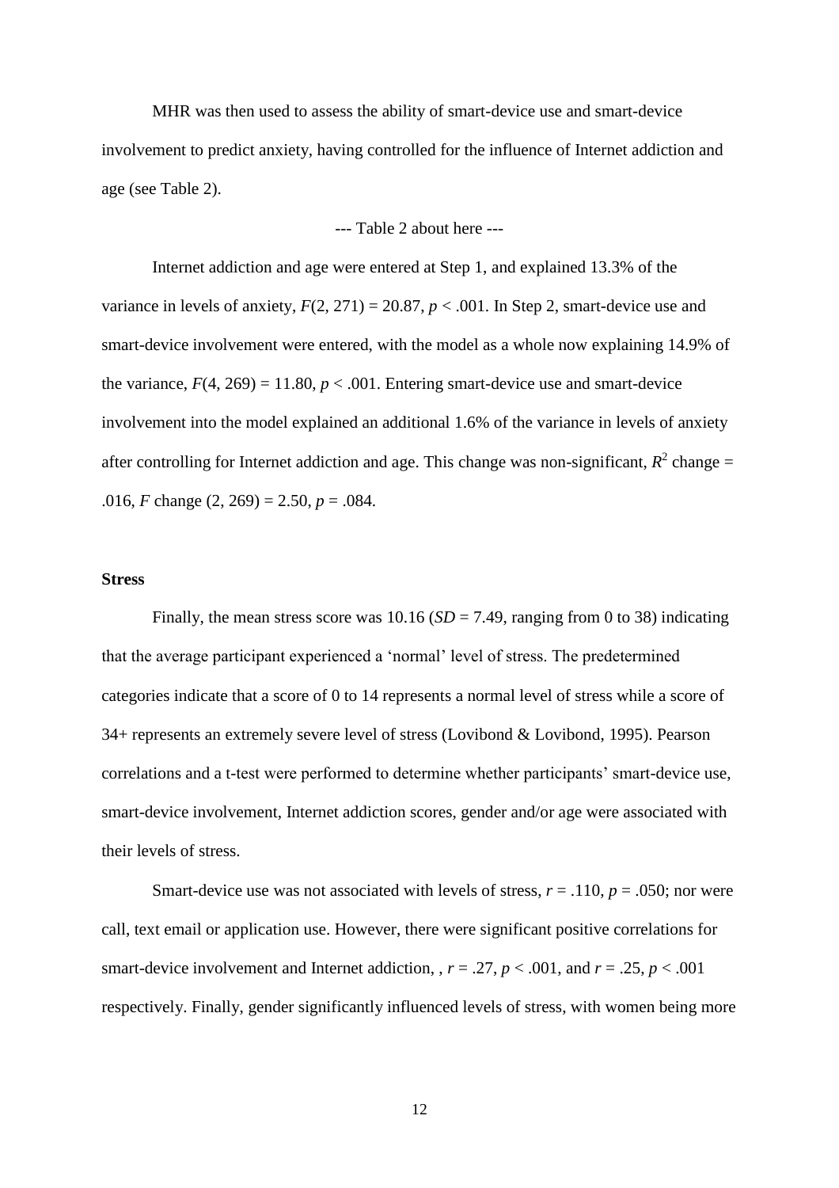MHR was then used to assess the ability of smart-device use and smart-device involvement to predict anxiety, having controlled for the influence of Internet addiction and age (see Table 2).

--- Table 2 about here ---

Internet addiction and age were entered at Step 1, and explained 13.3% of the variance in levels of anxiety, $F(2, 271) = 20.87$, $p < .001$. In Step 2, smart-device use and smart-device involvement were entered, with the model as a whole now explaining 14.9% of the variance, $F(4, 269) = 11.80$, $p < .001$. Entering smart-device use and smart-device involvement into the model explained an additional 1.6% of the variance in levels of anxiety after controlling for Internet addiction and age. This change was non-significant, $R^2$ change = .016, $F$ change $(2, 269) = 2.50$, $p = .084$.

**Stress**

Finally, the mean stress score was 10.16 ($SD = 7.49$, ranging from 0 to 38) indicating that the average participant experienced a 'normal' level of stress. The predetermined categories indicate that a score of 0 to 14 represents a normal level of stress while a score of 34+ represents an extremely severe level of stress (Lovibond & Lovibond, 1995). Pearson correlations and a t-test were performed to determine whether participants' smart-device use, smart-device involvement, Internet addiction scores, gender and/or age were associated with their levels of stress.

Smart-device use was not associated with levels of stress, $r = .110$, $p = .050$; nor were call, text email or application use. However, there were significant positive correlations for smart-device involvement and Internet addiction, , $r = .27$, $p < .001$, and $r = .25$, $p < .001$ respectively. Finally, gender significantly influenced levels of stress, with women being more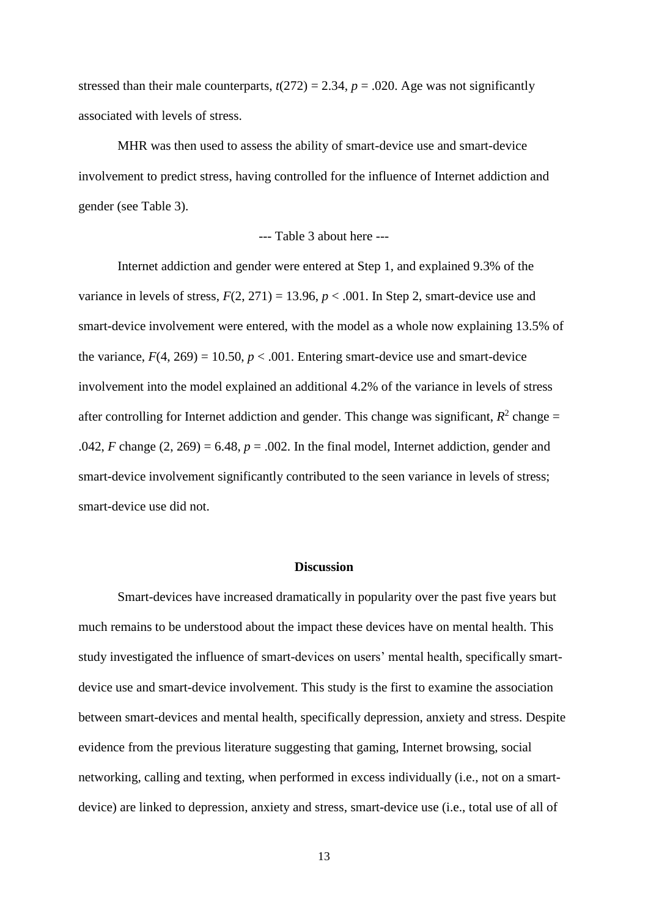stressed than their male counterparts, $t(272) = 2.34$, $p = .020$. Age was not significantly associated with levels of stress.

MHR was then used to assess the ability of smart-device use and smart-device involvement to predict stress, having controlled for the influence of Internet addiction and gender (see Table 3).

--- Table 3 about here ---

Internet addiction and gender were entered at Step 1, and explained 9.3% of the variance in levels of stress, $F(2, 271) = 13.96$, $p < .001$. In Step 2, smart-device use and smart-device involvement were entered, with the model as a whole now explaining 13.5% of the variance, $F(4, 269) = 10.50$, $p < .001$. Entering smart-device use and smart-device involvement into the model explained an additional 4.2% of the variance in levels of stress after controlling for Internet addiction and gender. This change was significant, $R^2$ change = .042, $F$ change $(2, 269) = 6.48$, $p = .002$. In the final model, Internet addiction, gender and smart-device involvement significantly contributed to the seen variance in levels of stress; smart-device use did not.

## Discussion

Smart-devices have increased dramatically in popularity over the past five years but much remains to be understood about the impact these devices have on mental health. This study investigated the influence of smart-devices on users' mental health, specifically smart-device use and smart-device involvement. This study is the first to examine the association between smart-devices and mental health, specifically depression, anxiety and stress. Despite evidence from the previous literature suggesting that gaming, Internet browsing, social networking, calling and texting, when performed in excess individually (i.e., not on a smart-device) are linked to depression, anxiety and stress, smart-device use (i.e., total use of all of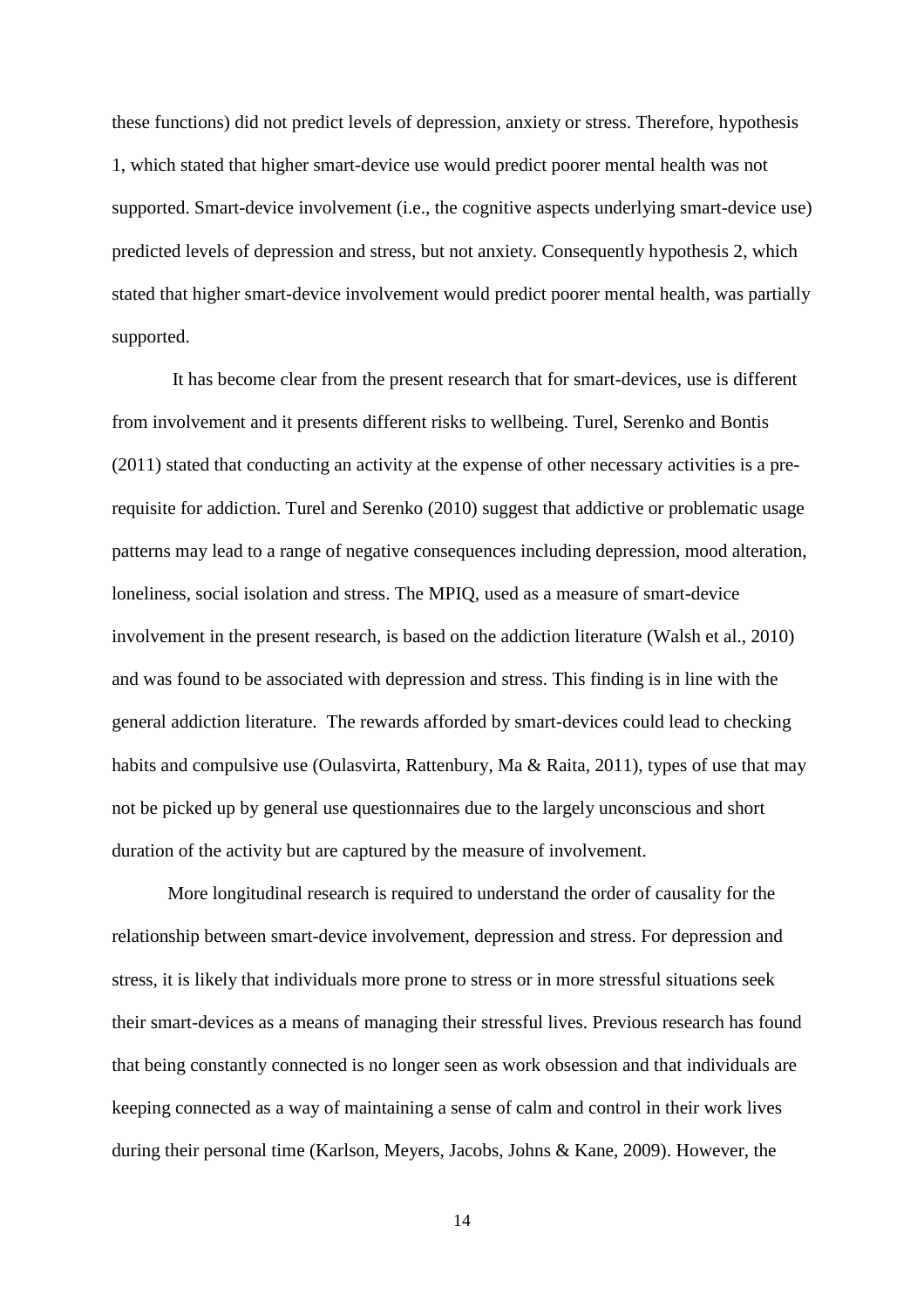these functions) did not predict levels of depression, anxiety or stress. Therefore, hypothesis 1, which stated that higher smart-device use would predict poorer mental health was not supported. Smart-device involvement (i.e., the cognitive aspects underlying smart-device use) predicted levels of depression and stress, but not anxiety. Consequently hypothesis 2, which stated that higher smart-device involvement would predict poorer mental health, was partially supported.

It has become clear from the present research that for smart-devices, use is different from involvement and it presents different risks to wellbeing. Turel, Serenko and Bontis (2011) stated that conducting an activity at the expense of other necessary activities is a pre-requisite for addiction. Turel and Serenko (2010) suggest that addictive or problematic usage patterns may lead to a range of negative consequences including depression, mood alteration, loneliness, social isolation and stress. The MPIQ, used as a measure of smart-device involvement in the present research, is based on the addiction literature (Walsh et al., 2010) and was found to be associated with depression and stress. This finding is in line with the general addiction literature. The rewards afforded by smart-devices could lead to checking habits and compulsive use (Oulasvirta, Rattenbury, Ma & Raita, 2011), types of use that may not be picked up by general use questionnaires due to the largely unconscious and short duration of the activity but are captured by the measure of involvement.

More longitudinal research is required to understand the order of causality for the relationship between smart-device involvement, depression and stress. For depression and stress, it is likely that individuals more prone to stress or in more stressful situations seek their smart-devices as a means of managing their stressful lives. Previous research has found that being constantly connected is no longer seen as work obsession and that individuals are keeping connected as a way of maintaining a sense of calm and control in their work lives during their personal time (Karlson, Meyers, Jacobs, Johns & Kane, 2009). However, the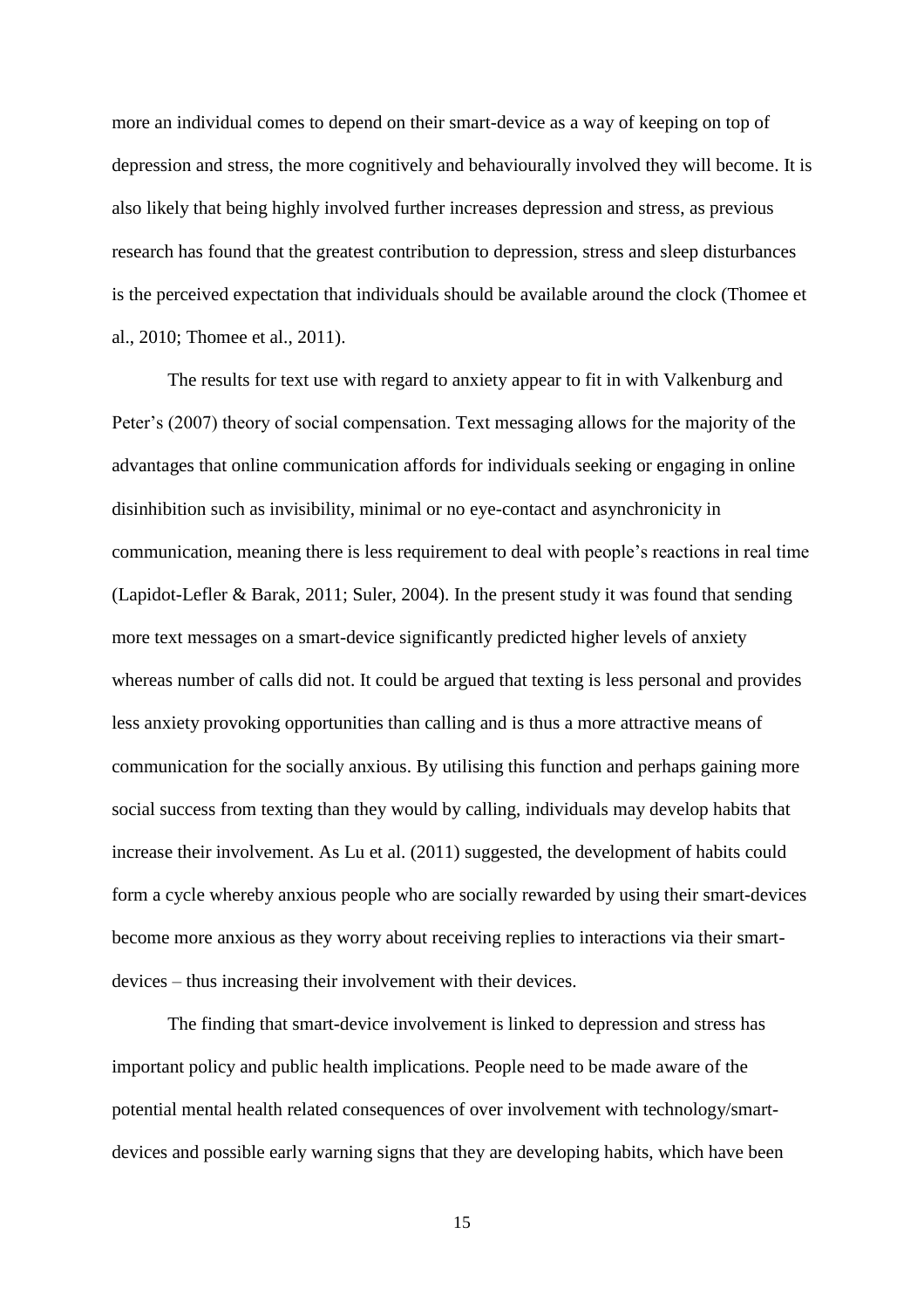more an individual comes to depend on their smart-device as a way of keeping on top of depression and stress, the more cognitively and behaviourally involved they will become. It is also likely that being highly involved further increases depression and stress, as previous research has found that the greatest contribution to depression, stress and sleep disturbances is the perceived expectation that individuals should be available around the clock (Thomee et al., 2010; Thomee et al., 2011).

The results for text use with regard to anxiety appear to fit in with Valkenburg and Peter's (2007) theory of social compensation. Text messaging allows for the majority of the advantages that online communication affords for individuals seeking or engaging in online disinhibition such as invisibility, minimal or no eye-contact and asynchronicity in communication, meaning there is less requirement to deal with people's reactions in real time (Lapidot-Lefler & Barak, 2011; Suler, 2004). In the present study it was found that sending more text messages on a smart-device significantly predicted higher levels of anxiety whereas number of calls did not. It could be argued that texting is less personal and provides less anxiety provoking opportunities than calling and is thus a more attractive means of communication for the socially anxious. By utilising this function and perhaps gaining more social success from texting than they would by calling, individuals may develop habits that increase their involvement. As Lu et al. (2011) suggested, the development of habits could form a cycle whereby anxious people who are socially rewarded by using their smart-devices become more anxious as they worry about receiving replies to interactions via their smart-devices – thus increasing their involvement with their devices.

The finding that smart-device involvement is linked to depression and stress has important policy and public health implications. People need to be made aware of the potential mental health related consequences of over involvement with technology/smart-devices and possible early warning signs that they are developing habits, which have been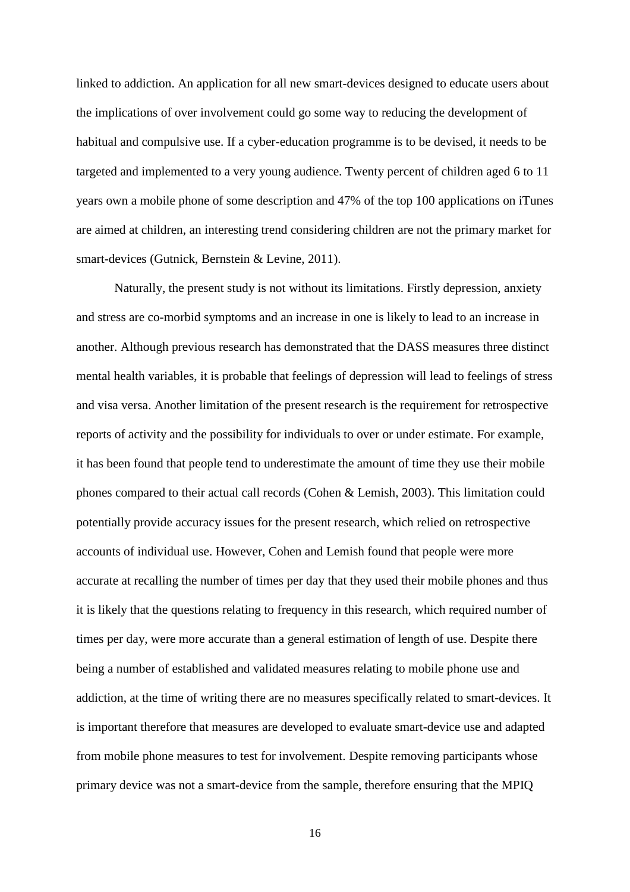linked to addiction. An application for all new smart-devices designed to educate users about the implications of over involvement could go some way to reducing the development of habitual and compulsive use. If a cyber-education programme is to be devised, it needs to be targeted and implemented to a very young audience. Twenty percent of children aged 6 to 11 years own a mobile phone of some description and 47% of the top 100 applications on iTunes are aimed at children, an interesting trend considering children are not the primary market for smart-devices (Gutnick, Bernstein & Levine, 2011).

Naturally, the present study is not without its limitations. Firstly depression, anxiety and stress are co-morbid symptoms and an increase in one is likely to lead to an increase in another. Although previous research has demonstrated that the DASS measures three distinct mental health variables, it is probable that feelings of depression will lead to feelings of stress and visa versa. Another limitation of the present research is the requirement for retrospective reports of activity and the possibility for individuals to over or under estimate. For example, it has been found that people tend to underestimate the amount of time they use their mobile phones compared to their actual call records (Cohen & Lemish, 2003). This limitation could potentially provide accuracy issues for the present research, which relied on retrospective accounts of individual use. However, Cohen and Lemish found that people were more accurate at recalling the number of times per day that they used their mobile phones and thus it is likely that the questions relating to frequency in this research, which required number of times per day, were more accurate than a general estimation of length of use. Despite there being a number of established and validated measures relating to mobile phone use and addiction, at the time of writing there are no measures specifically related to smart-devices. It is important therefore that measures are developed to evaluate smart-device use and adapted from mobile phone measures to test for involvement. Despite removing participants whose primary device was not a smart-device from the sample, therefore ensuring that the MPIQ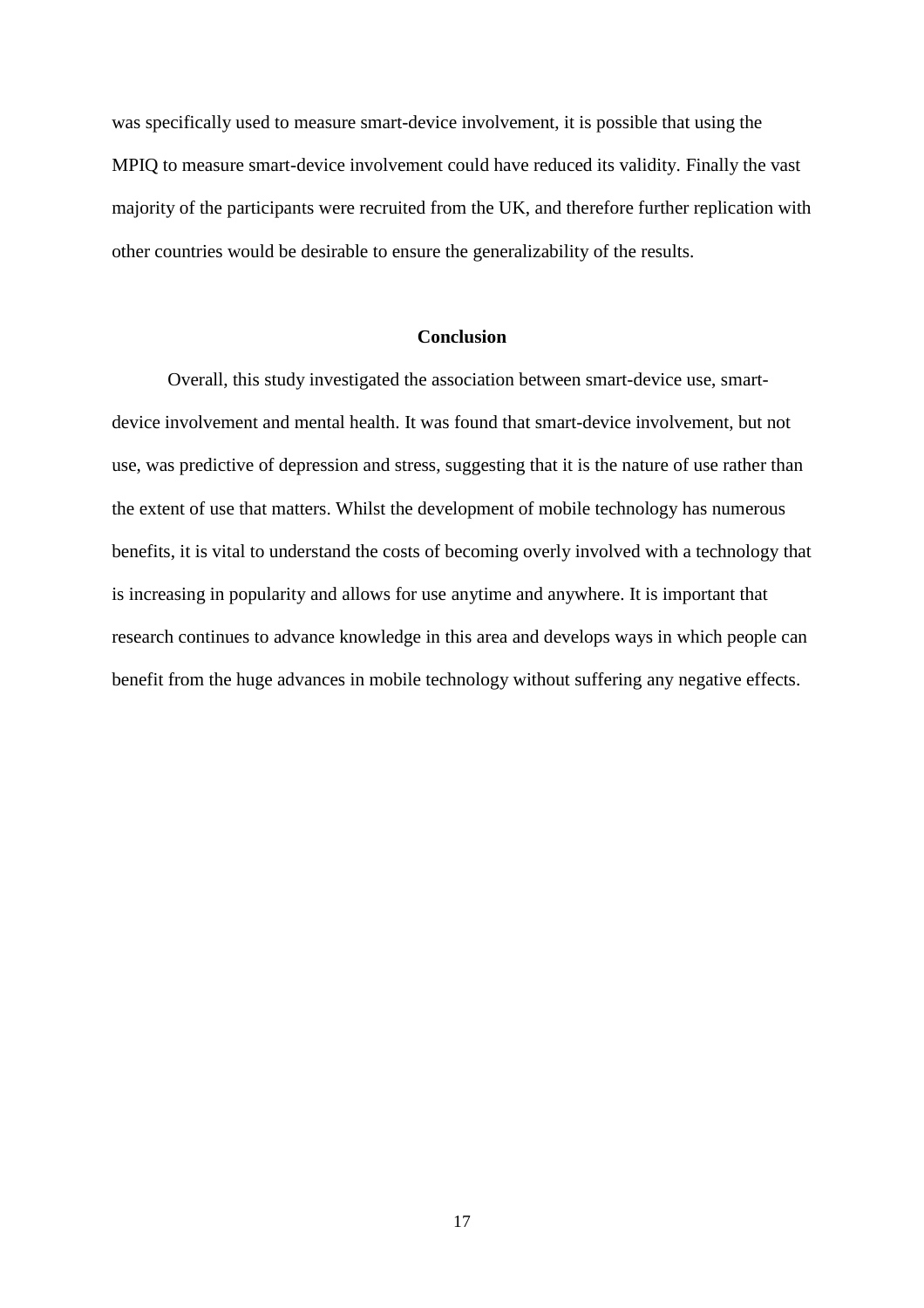was specifically used to measure smart-device involvement, it is possible that using the MPIQ to measure smart-device involvement could have reduced its validity. Finally the vast majority of the participants were recruited from the UK, and therefore further replication with other countries would be desirable to ensure the generalizability of the results.

## Conclusion

Overall, this study investigated the association between smart-device use, smart-device involvement and mental health. It was found that smart-device involvement, but not use, was predictive of depression and stress, suggesting that it is the nature of use rather than the extent of use that matters. Whilst the development of mobile technology has numerous benefits, it is vital to understand the costs of becoming overly involved with a technology that is increasing in popularity and allows for use anytime and anywhere. It is important that research continues to advance knowledge in this area and develops ways in which people can benefit from the huge advances in mobile technology without suffering any negative effects.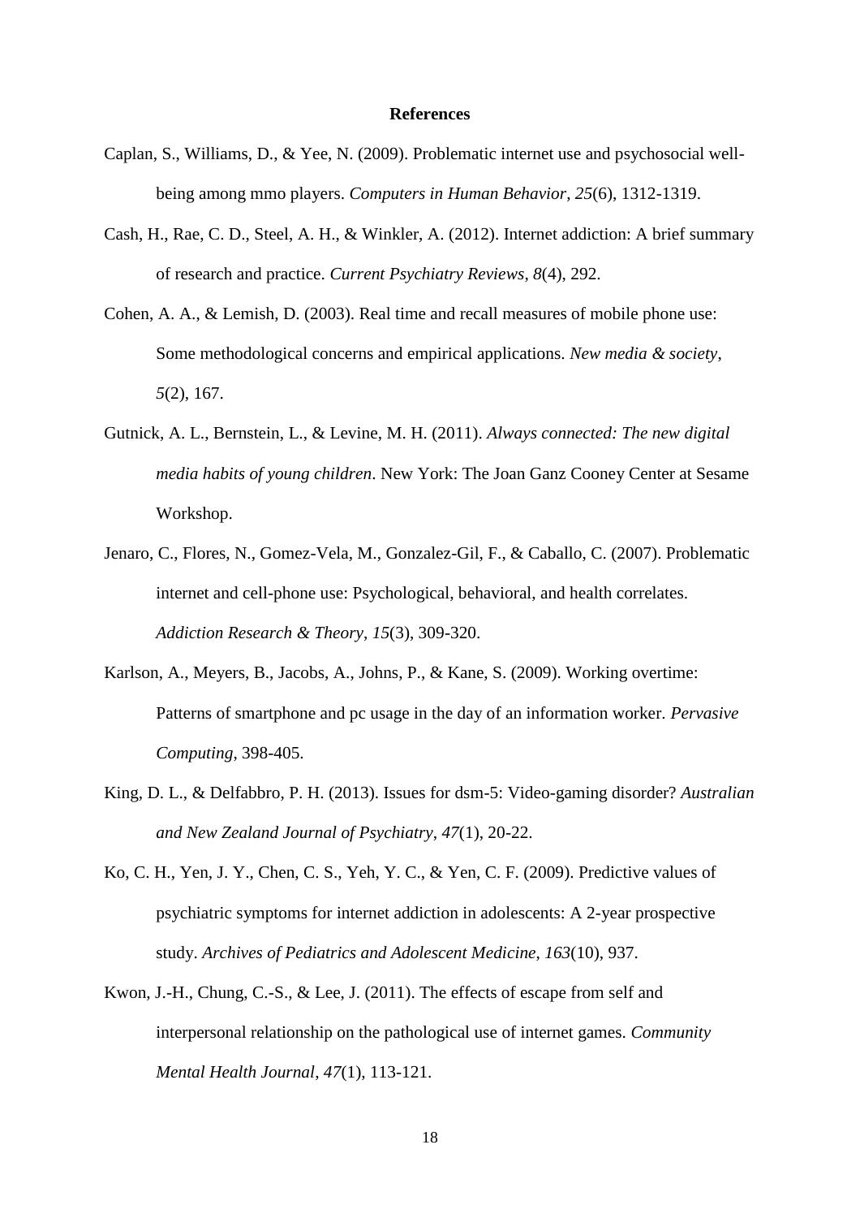## References

Caplan, S., Williams, D., & Yee, N. (2009). Problematic internet use and psychosocial well-being among mmo players. *Computers in Human Behavior*, *25*(6), 1312-1319.

Cash, H., Rae, C. D., Steel, A. H., & Winkler, A. (2012). Internet addiction: A brief summary of research and practice. *Current Psychiatry Reviews*, *8*(4), 292.

Cohen, A. A., & Lemish, D. (2003). Real time and recall measures of mobile phone use: Some methodological concerns and empirical applications. *New media & society*, *5*(2), 167.

Gutnick, A. L., Bernstein, L., & Levine, M. H. (2011). *Always connected: The new digital media habits of young children*. New York: The Joan Ganz Cooney Center at Sesame Workshop.

Jenaro, C., Flores, N., Gomez-Vela, M., Gonzalez-Gil, F., & Caballo, C. (2007). Problematic internet and cell-phone use: Psychological, behavioral, and health correlates. *Addiction Research & Theory*, *15*(3), 309-320.

Karlson, A., Meyers, B., Jacobs, A., Johns, P., & Kane, S. (2009). Working overtime: Patterns of smartphone and pc usage in the day of an information worker. *Pervasive Computing*, 398-405.

King, D. L., & Delfabbro, P. H. (2013). Issues for dsm-5: Video-gaming disorder? *Australian and New Zealand Journal of Psychiatry*, *47*(1), 20-22.

Ko, C. H., Yen, J. Y., Chen, C. S., Yeh, Y. C., & Yen, C. F. (2009). Predictive values of psychiatric symptoms for internet addiction in adolescents: A 2-year prospective study. *Archives of Pediatrics and Adolescent Medicine*, *163*(10), 937.

Kwon, J.-H., Chung, C.-S., & Lee, J. (2011). The effects of escape from self and interpersonal relationship on the pathological use of internet games. *Community Mental Health Journal*, *47*(1), 113-121.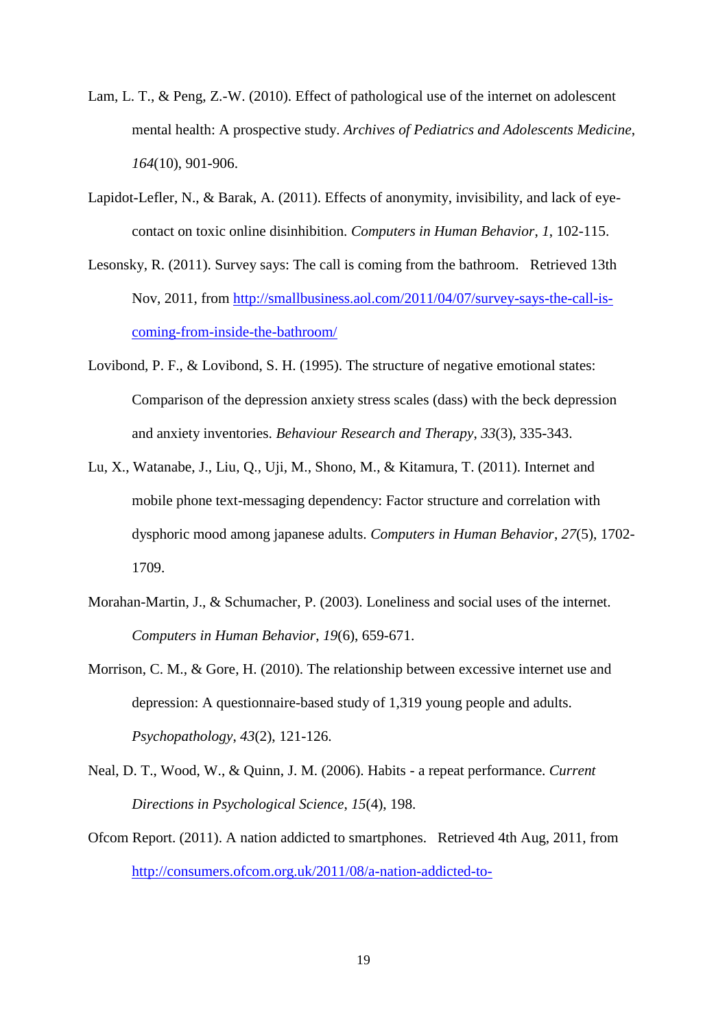Lam, L. T., & Peng, Z.-W. (2010). Effect of pathological use of the internet on adolescent mental health: A prospective study. *Archives of Pediatrics and Adolescents Medicine*, *164*(10), 901-906.

Lapidot-Lefler, N., & Barak, A. (2011). Effects of anonymity, invisibility, and lack of eye-contact on toxic online disinhibition. *Computers in Human Behavior*, *1*, 102-115.

Lesonsky, R. (2011). Survey says: The call is coming from the bathroom. Retrieved 13th Nov, 2011, from http://smallbusiness.aol.com/2011/04/07/survey-says-the-call-is-coming-from-inside-the-bathroom/

Lovibond, P. F., & Lovibond, S. H. (1995). The structure of negative emotional states: Comparison of the depression anxiety stress scales (dass) with the beck depression and anxiety inventories. *Behaviour Research and Therapy*, *33*(3), 335-343.

Lu, X., Watanabe, J., Liu, Q., Uji, M., Shono, M., & Kitamura, T. (2011). Internet and mobile phone text-messaging dependency: Factor structure and correlation with dysphoric mood among japanese adults. *Computers in Human Behavior*, *27*(5), 1702-1709.

Morahan-Martin, J., & Schumacher, P. (2003). Loneliness and social uses of the internet. *Computers in Human Behavior*, *19*(6), 659-671.

Morrison, C. M., & Gore, H. (2010). The relationship between excessive internet use and depression: A questionnaire-based study of 1,319 young people and adults. *Psychopathology*, *43*(2), 121-126.

Neal, D. T., Wood, W., & Quinn, J. M. (2006). Habits - a repeat performance. *Current Directions in Psychological Science*, *15*(4), 198.

Ofcom Report. (2011). A nation addicted to smartphones. Retrieved 4th Aug, 2011, from http://consumers.ofcom.org.uk/2011/08/a-nation-addicted-to-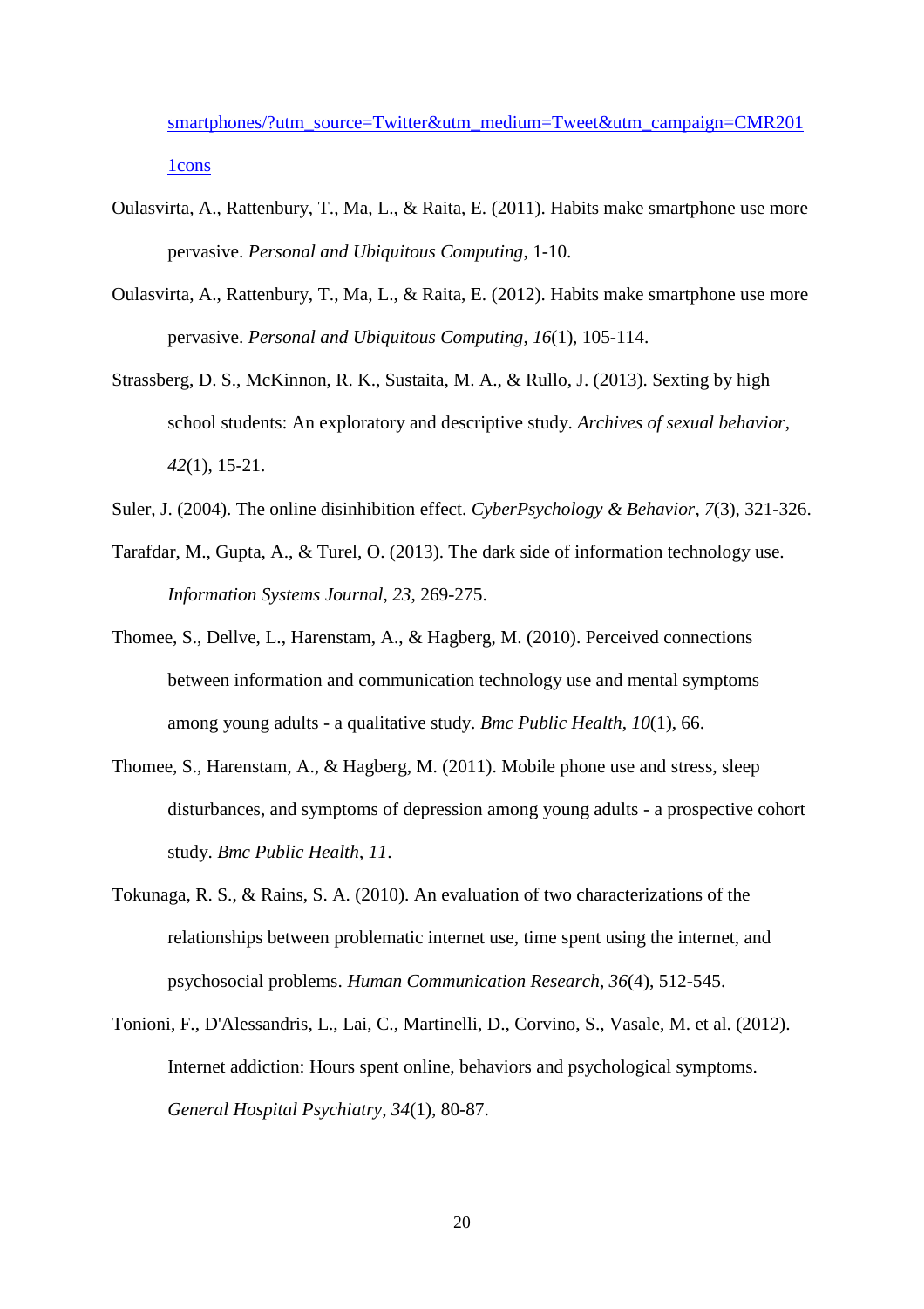smartphones/?utm_source=Twitter&utm_medium=Tweet&utm_campaign=CMR2011cons

Oulasvirta, A., Rattenbury, T., Ma, L., & Raita, E. (2011). Habits make smartphone use more pervasive. *Personal and Ubiquitous Computing*, 1-10.

Oulasvirta, A., Rattenbury, T., Ma, L., & Raita, E. (2012). Habits make smartphone use more pervasive. *Personal and Ubiquitous Computing*, *16*(1), 105-114.

Strassberg, D. S., McKinnon, R. K., Sustaita, M. A., & Rullo, J. (2013). Sexting by high school students: An exploratory and descriptive study. *Archives of sexual behavior*, *42*(1), 15-21.

Suler, J. (2004). The online disinhibition effect. *CyberPsychology & Behavior*, *7*(3), 321-326.

Tarafdar, M., Gupta, A., & Turel, O. (2013). The dark side of information technology use. *Information Systems Journal*, *23*, 269-275.

Thomee, S., Dellve, L., Harenstam, A., & Hagberg, M. (2010). Perceived connections between information and communication technology use and mental symptoms among young adults - a qualitative study. *Bmc Public Health*, *10*(1), 66.

Thomee, S., Harenstam, A., & Hagberg, M. (2011). Mobile phone use and stress, sleep disturbances, and symptoms of depression among young adults - a prospective cohort study. *Bmc Public Health*, *11*.

Tokunaga, R. S., & Rains, S. A. (2010). An evaluation of two characterizations of the relationships between problematic internet use, time spent using the internet, and psychosocial problems. *Human Communication Research*, *36*(4), 512-545.

Tonioni, F., D'Alessandris, L., Lai, C., Martinelli, D., Corvino, S., Vasale, M. et al. (2012). Internet addiction: Hours spent online, behaviors and psychological symptoms. *General Hospital Psychiatry*, *34*(1), 80-87.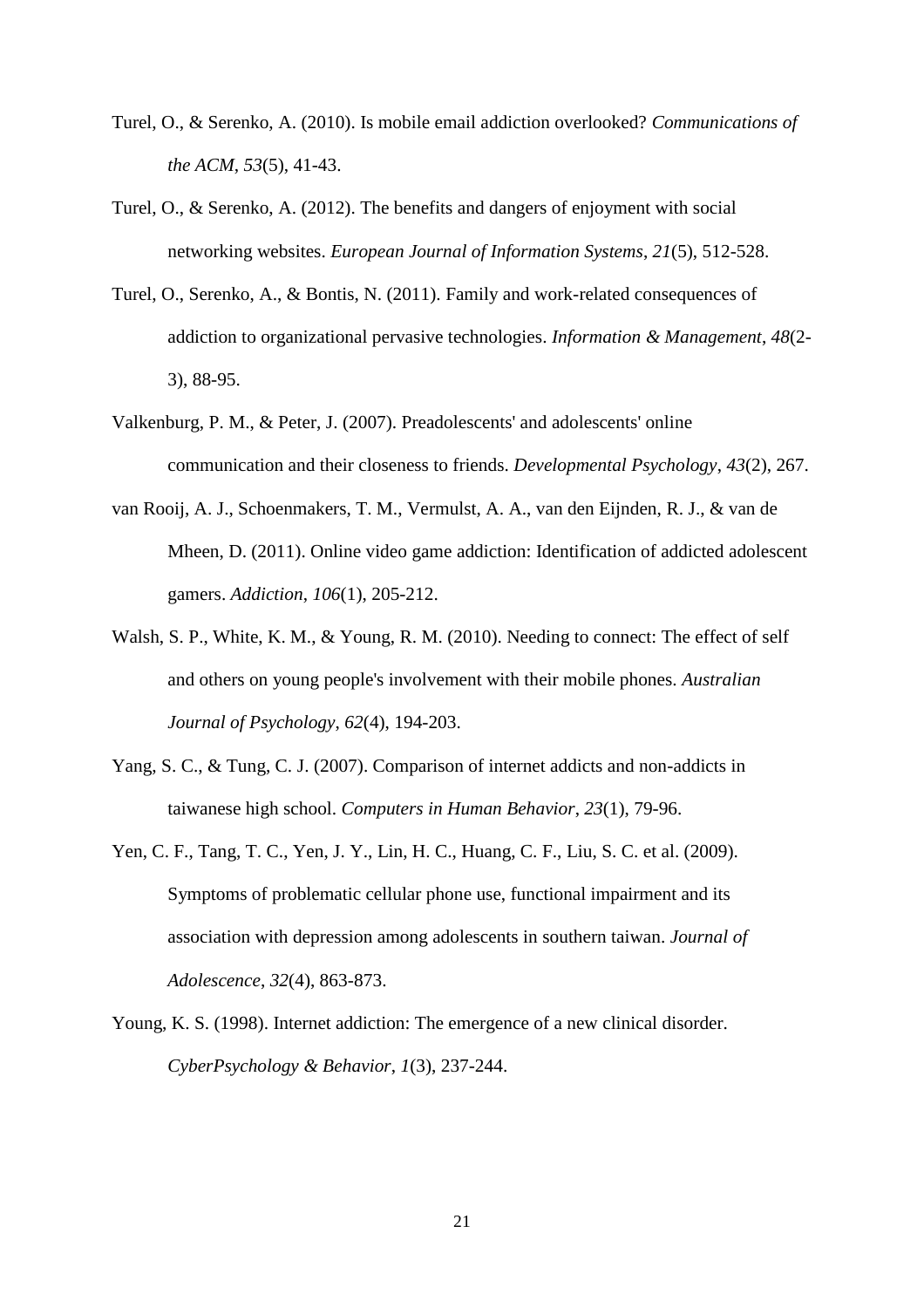Turel, O., & Serenko, A. (2010). Is mobile email addiction overlooked? *Communications of the ACM*, *53*(5), 41-43.

Turel, O., & Serenko, A. (2012). The benefits and dangers of enjoyment with social networking websites. *European Journal of Information Systems*, *21*(5), 512-528.

Turel, O., Serenko, A., & Bontis, N. (2011). Family and work-related consequences of addiction to organizational pervasive technologies. *Information & Management*, *48*(2-3), 88-95.

Valkenburg, P. M., & Peter, J. (2007). Preadolescents' and adolescents' online communication and their closeness to friends. *Developmental Psychology*, *43*(2), 267.

van Rooij, A. J., Schoenmakers, T. M., Vermulst, A. A., van den Eijnden, R. J., & van de Mheen, D. (2011). Online video game addiction: Identification of addicted adolescent gamers. *Addiction*, *106*(1), 205-212.

Walsh, S. P., White, K. M., & Young, R. M. (2010). Needing to connect: The effect of self and others on young people's involvement with their mobile phones. *Australian Journal of Psychology*, *62*(4), 194-203.

Yang, S. C., & Tung, C. J. (2007). Comparison of internet addicts and non-addicts in taiwanese high school. *Computers in Human Behavior*, *23*(1), 79-96.

Yen, C. F., Tang, T. C., Yen, J. Y., Lin, H. C., Huang, C. F., Liu, S. C. et al. (2009). Symptoms of problematic cellular phone use, functional impairment and its association with depression among adolescents in southern taiwan. *Journal of Adolescence*, *32*(4), 863-873.

Young, K. S. (1998). Internet addiction: The emergence of a new clinical disorder. *CyberPsychology & Behavior*, *1*(3), 237-244.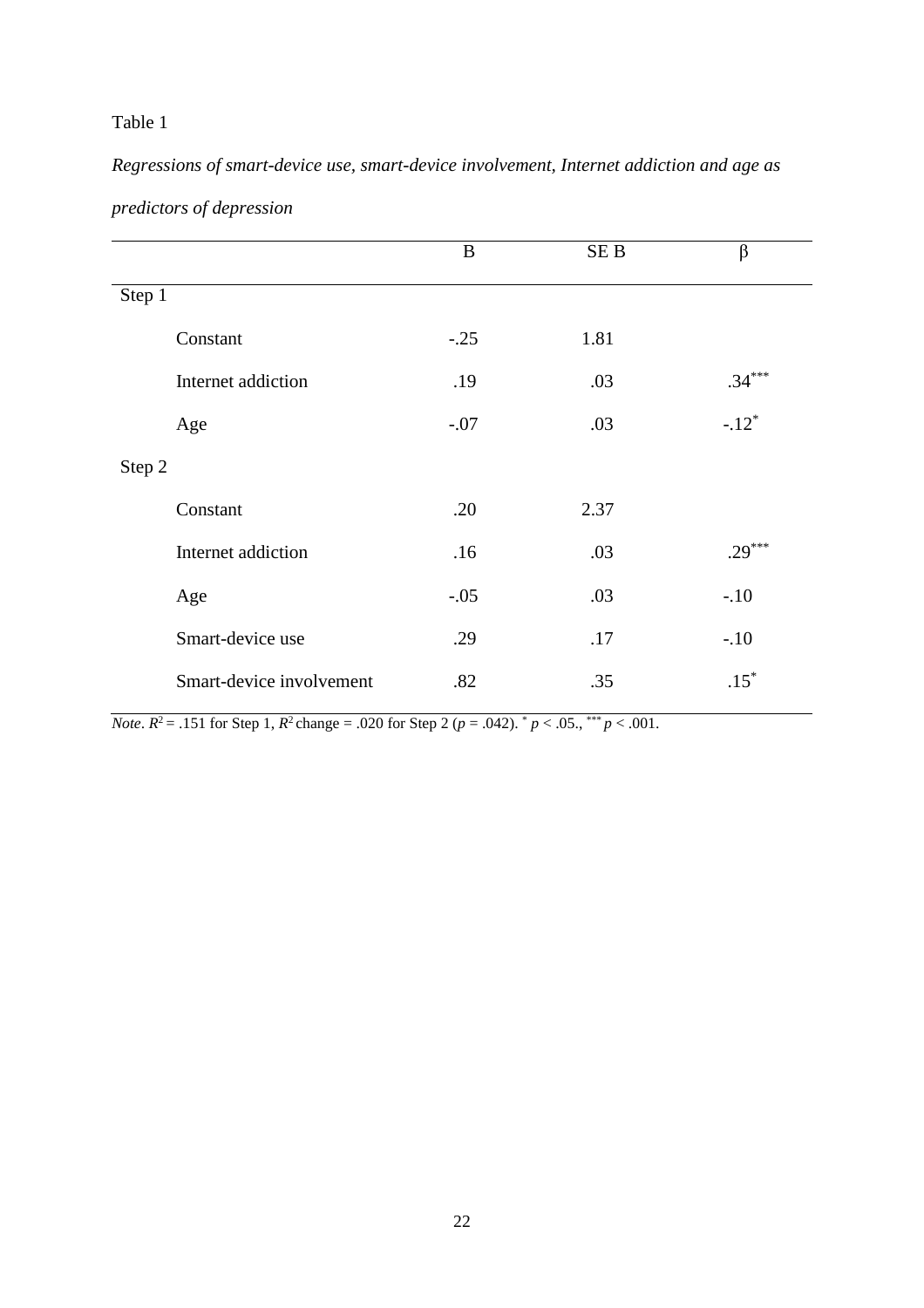Table 1

*Regressions of smart-device use, smart-device involvement, Internet addiction and age as predictors of depression*

| | B | SE B | β |
|---|---|---|---|
| Step 1 | | | |
| Constant | -.25 | 1.81 | |
| Internet addiction | .19 | .03 | .34*** |
| Age | -.07 | .03 | -.12* |
| Step 2 | | | |
| Constant | .20 | 2.37 | |
| Internet addiction | .16 | .03 | .29*** |
| Age | -.05 | .03 | -.10 |
| Smart-device use | .29 | .17 | -.10 |
| Smart-device involvement | .82 | .35 | .15* |

*Note*. $R^2$ = .151 for Step 1, $R^2$ change = .020 for Step 2 ($p$ = .042). * $p$ < .05., *** $p$ < .001.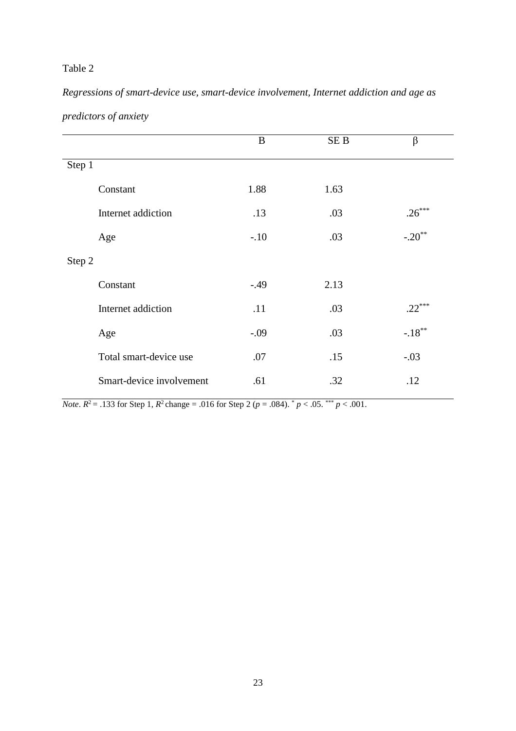Table 2

*Regressions of smart-device use, smart-device involvement, Internet addiction and age as predictors of anxiety*

| | B | SE B | β |
|---|---|---|---|
| Step 1 | | | |
| Constant | 1.88 | 1.63 | |
| Internet addiction | .13 | .03 | .26*** |
| Age | -.10 | .03 | -.20** |
| Step 2 | | | |
| Constant | -.49 | 2.13 | |
| Internet addiction | .11 | .03 | .22*** |
| Age | -.09 | .03 | -.18** |
| Total smart-device use | .07 | .15 | -.03 |
| Smart-device involvement | .61 | .32 | .12 |

*Note*. $R^2$ = .133 for Step 1, $R^2$ change = .016 for Step 2 ($p$ = .084). * $p < .05$. *** $p < .001$.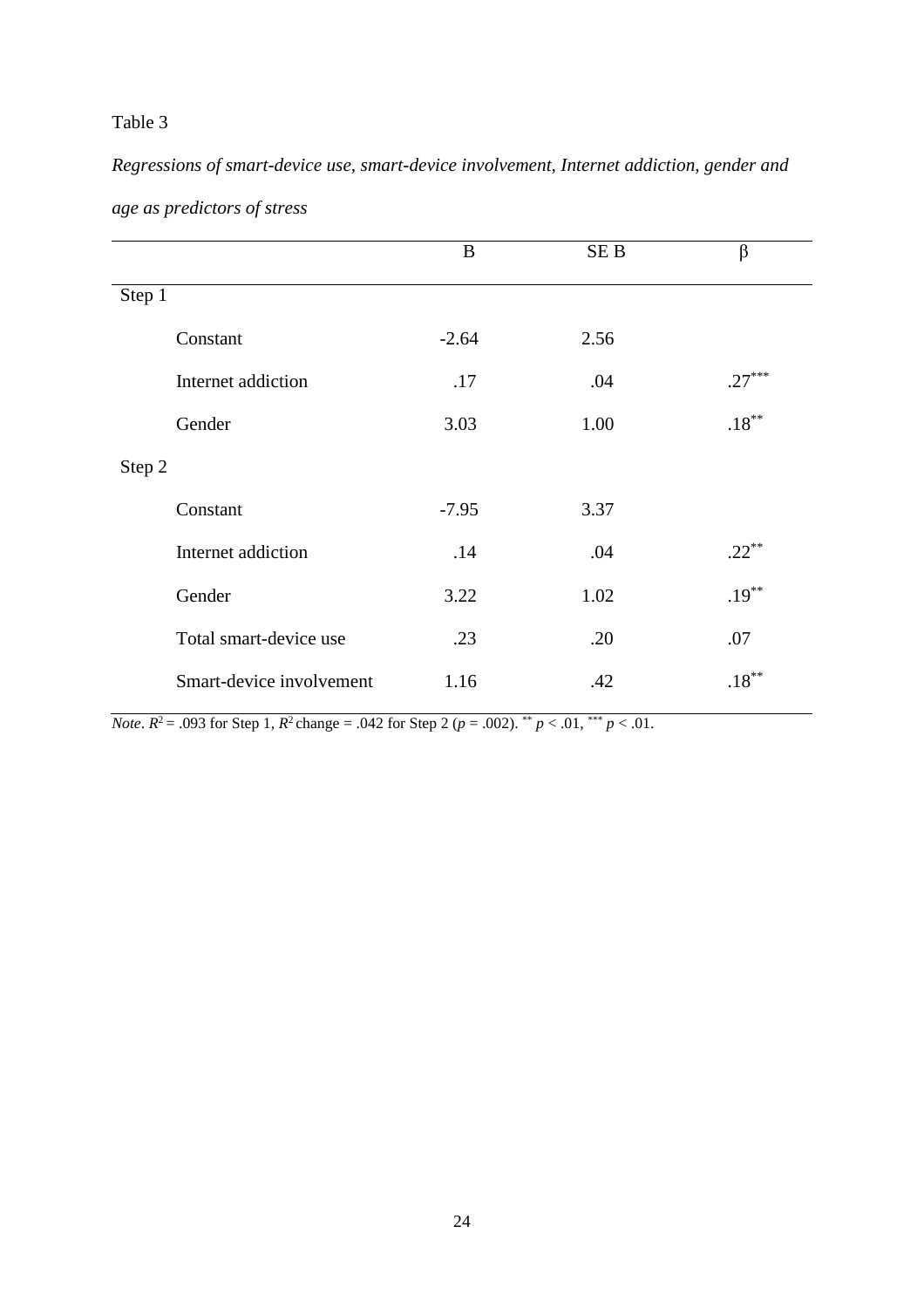Table 3

*Regressions of smart-device use, smart-device involvement, Internet addiction, gender and age as predictors of stress*

| | B | SE B | β |
|---|---|---|---|
| Step 1 | | | |
| Constant | -2.64 | 2.56 | |
| Internet addiction | .17 | .04 | .27*** |
| Gender | 3.03 | 1.00 | .18** |
| Step 2 | | | |
| Constant | -7.95 | 3.37 | |
| Internet addiction | .14 | .04 | .22** |
| Gender | 3.22 | 1.02 | .19** |
| Total smart-device use | .23 | .20 | .07 |
| Smart-device involvement | 1.16 | .42 | .18** |

*Note*. $R^2$ = .093 for Step 1, $R^2$ change = .042 for Step 2 ($p$ = .002). ** $p$ < .01, *** $p$ < .01.